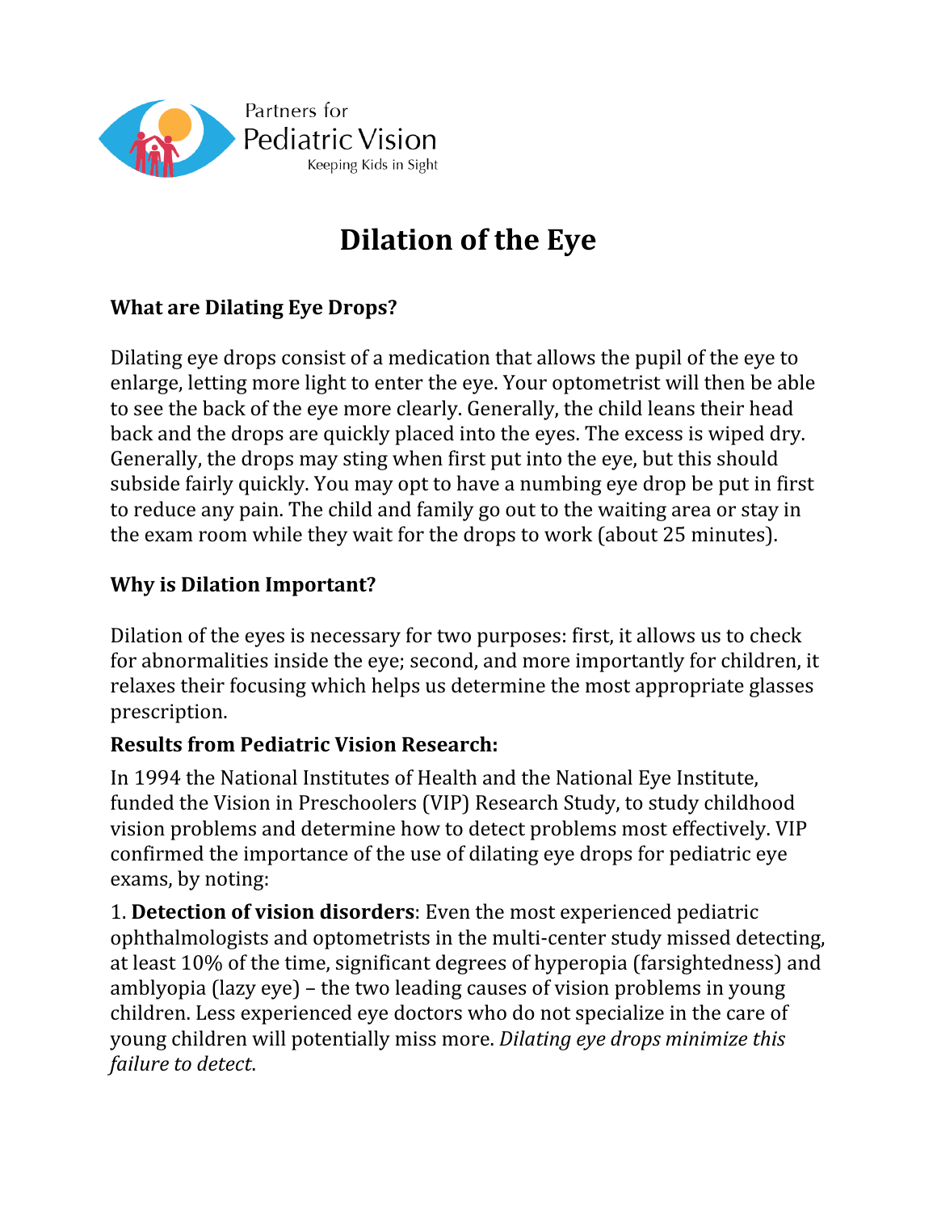Partners for Pediatric Vision

Keeping Kids in Sight

# Dilation of the Eye

### What are Dilating Eye Drops?

Dilating eye drops consist of a medication that allows the pupil of the eye to enlarge, letting more light to enter the eye. Your optometrist will then be able to see the back of the eye more clearly. Generally, the child leans their head back and the drops are quickly placed into the eyes. The excess is wiped dry. Generally, the drops may sting when first put into the eye, but this should subside fairly quickly. You may opt to have a numbing eye drop be put in first to reduce any pain. The child and family go out to the waiting area or stay in the exam room while they wait for the drops to work (about 25 minutes).

### Why is Dilation Important?

Dilation of the eyes is necessary for two purposes: first, it allows us to check for abnormalities inside the eye; second, and more importantly for children, it relaxes their focusing which helps us determine the most appropriate glasses prescription.

### Results from Pediatric Vision Research:

In 1994 the National Institutes of Health and the National Eye Institute, funded the Vision in Preschoolers (VIP) Research Study, to study childhood vision problems and determine how to detect problems most effectively. VIP confirmed the importance of the use of dilating eye drops for pediatric eye exams, by noting:

1. **Detection of vision disorders**: Even the most experienced pediatric ophthalmologists and optometrists in the multi-center study missed detecting, at least 10% of the time, significant degrees of hyperopia (farsightedness) and amblyopia (lazy eye) – the two leading causes of vision problems in young children. Less experienced eye doctors who do not specialize in the care of young children will potentially miss more. *Dilating eye drops minimize this failure to detect*.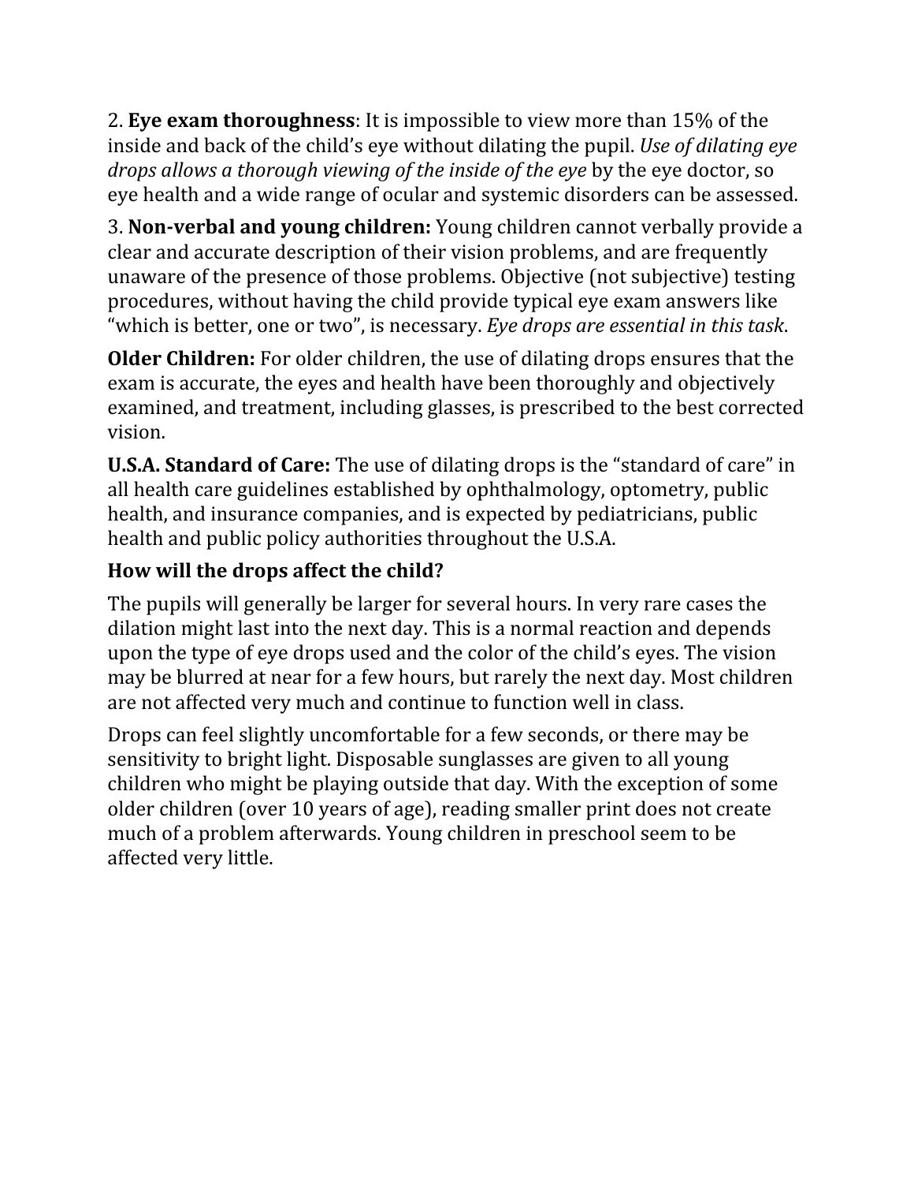2. **Eye exam thoroughness**: It is impossible to view more than 15% of the inside and back of the child's eye without dilating the pupil. *Use of dilating eye drops allows a thorough viewing of the inside of the eye* by the eye doctor, so eye health and a wide range of ocular and systemic disorders can be assessed.

3. **Non-verbal and young children:** Young children cannot verbally provide a clear and accurate description of their vision problems, and are frequently unaware of the presence of those problems. Objective (not subjective) testing procedures, without having the child provide typical eye exam answers like "which is better, one or two", is necessary. *Eye drops are essential in this task*.

**Older Children:** For older children, the use of dilating drops ensures that the exam is accurate, the eyes and health have been thoroughly and objectively examined, and treatment, including glasses, is prescribed to the best corrected vision.

**U.S.A. Standard of Care:** The use of dilating drops is the "standard of care" in all health care guidelines established by ophthalmology, optometry, public health, and insurance companies, and is expected by pediatricians, public health and public policy authorities throughout the U.S.A.

### How will the drops affect the child?

The pupils will generally be larger for several hours. In very rare cases the dilation might last into the next day. This is a normal reaction and depends upon the type of eye drops used and the color of the child's eyes. The vision may be blurred at near for a few hours, but rarely the next day. Most children are not affected very much and continue to function well in class.

Drops can feel slightly uncomfortable for a few seconds, or there may be sensitivity to bright light. Disposable sunglasses are given to all young children who might be playing outside that day. With the exception of some older children (over 10 years of age), reading smaller print does not create much of a problem afterwards. Young children in preschool seem to be affected very little.